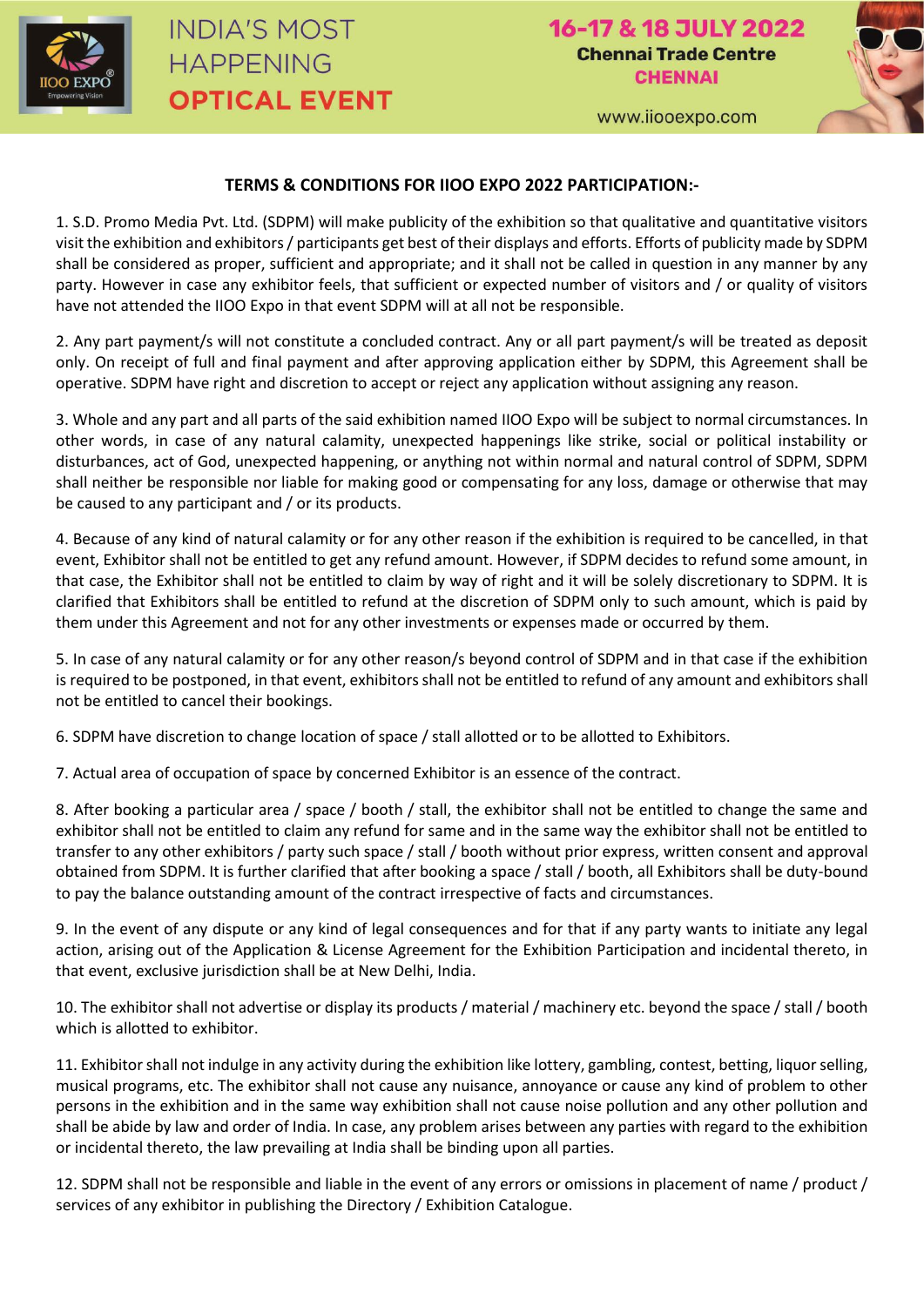# INDIA'S MOST HAPPENING OPTICAL EVENT

**16-17 & 18 JULY 2022**
**Chennai Trade Centre**
**CHENNAI**

www.iiooexpo.com

## TERMS & CONDITIONS FOR IIOO EXPO 2022 PARTICIPATION:-

1. S.D. Promo Media Pvt. Ltd. (SDPM) will make publicity of the exhibition so that qualitative and quantitative visitors visit the exhibition and exhibitors / participants get best of their displays and efforts. Efforts of publicity made by SDPM shall be considered as proper, sufficient and appropriate; and it shall not be called in question in any manner by any party. However in case any exhibitor feels, that sufficient or expected number of visitors and / or quality of visitors have not attended the IIOO Expo in that event SDPM will at all not be responsible.

2. Any part payment/s will not constitute a concluded contract. Any or all part payment/s will be treated as deposit only. On receipt of full and final payment and after approving application either by SDPM, this Agreement shall be operative. SDPM have right and discretion to accept or reject any application without assigning any reason.

3. Whole and any part and all parts of the said exhibition named IIOO Expo will be subject to normal circumstances. In other words, in case of any natural calamity, unexpected happenings like strike, social or political instability or disturbances, act of God, unexpected happening, or anything not within normal and natural control of SDPM, SDPM shall neither be responsible nor liable for making good or compensating for any loss, damage or otherwise that may be caused to any participant and / or its products.

4. Because of any kind of natural calamity or for any other reason if the exhibition is required to be cancelled, in that event, Exhibitor shall not be entitled to get any refund amount. However, if SDPM decides to refund some amount, in that case, the Exhibitor shall not be entitled to claim by way of right and it will be solely discretionary to SDPM. It is clarified that Exhibitors shall be entitled to refund at the discretion of SDPM only to such amount, which is paid by them under this Agreement and not for any other investments or expenses made or occurred by them.

5. In case of any natural calamity or for any other reason/s beyond control of SDPM and in that case if the exhibition is required to be postponed, in that event, exhibitors shall not be entitled to refund of any amount and exhibitors shall not be entitled to cancel their bookings.

6. SDPM have discretion to change location of space / stall allotted or to be allotted to Exhibitors.

7. Actual area of occupation of space by concerned Exhibitor is an essence of the contract.

8. After booking a particular area / space / booth / stall, the exhibitor shall not be entitled to change the same and exhibitor shall not be entitled to claim any refund for same and in the same way the exhibitor shall not be entitled to transfer to any other exhibitors / party such space / stall / booth without prior express, written consent and approval obtained from SDPM. It is further clarified that after booking a space / stall / booth, all Exhibitors shall be duty-bound to pay the balance outstanding amount of the contract irrespective of facts and circumstances.

9. In the event of any dispute or any kind of legal consequences and for that if any party wants to initiate any legal action, arising out of the Application & License Agreement for the Exhibition Participation and incidental thereto, in that event, exclusive jurisdiction shall be at New Delhi, India.

10. The exhibitor shall not advertise or display its products / material / machinery etc. beyond the space / stall / booth which is allotted to exhibitor.

11. Exhibitor shall not indulge in any activity during the exhibition like lottery, gambling, contest, betting, liquor selling, musical programs, etc. The exhibitor shall not cause any nuisance, annoyance or cause any kind of problem to other persons in the exhibition and in the same way exhibition shall not cause noise pollution and any other pollution and shall be abide by law and order of India. In case, any problem arises between any parties with regard to the exhibition or incidental thereto, the law prevailing at India shall be binding upon all parties.

12. SDPM shall not be responsible and liable in the event of any errors or omissions in placement of name / product / services of any exhibitor in publishing the Directory / Exhibition Catalogue.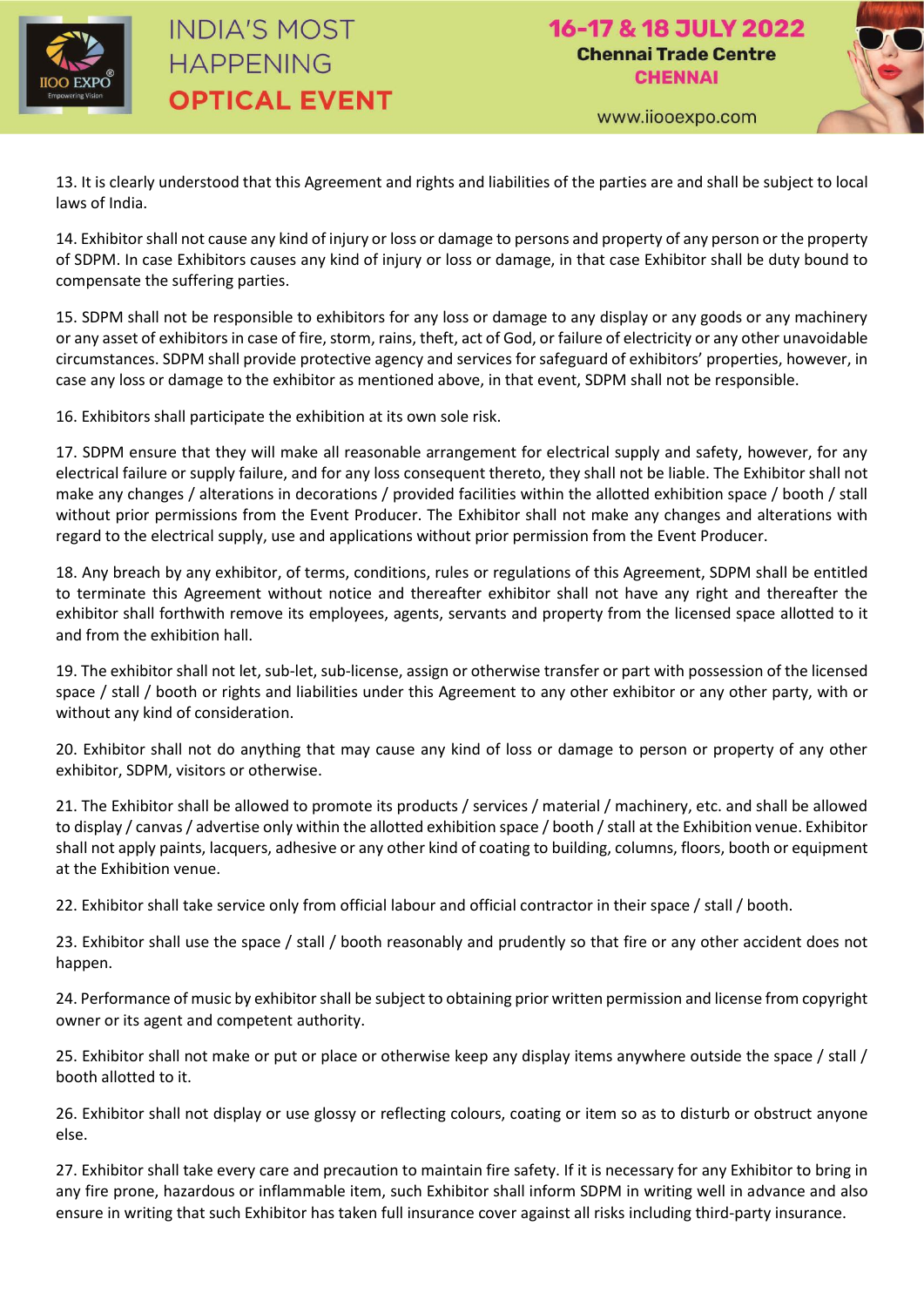13. It is clearly understood that this Agreement and rights and liabilities of the parties are and shall be subject to local laws of India.

14. Exhibitor shall not cause any kind of injury or loss or damage to persons and property of any person or the property of SDPM. In case Exhibitors causes any kind of injury or loss or damage, in that case Exhibitor shall be duty bound to compensate the suffering parties.

15. SDPM shall not be responsible to exhibitors for any loss or damage to any display or any goods or any machinery or any asset of exhibitors in case of fire, storm, rains, theft, act of God, or failure of electricity or any other unavoidable circumstances. SDPM shall provide protective agency and services for safeguard of exhibitors' properties, however, in case any loss or damage to the exhibitor as mentioned above, in that event, SDPM shall not be responsible.

16. Exhibitors shall participate the exhibition at its own sole risk.

17. SDPM ensure that they will make all reasonable arrangement for electrical supply and safety, however, for any electrical failure or supply failure, and for any loss consequent thereto, they shall not be liable. The Exhibitor shall not make any changes / alterations in decorations / provided facilities within the allotted exhibition space / booth / stall without prior permissions from the Event Producer. The Exhibitor shall not make any changes and alterations with regard to the electrical supply, use and applications without prior permission from the Event Producer.

18. Any breach by any exhibitor, of terms, conditions, rules or regulations of this Agreement, SDPM shall be entitled to terminate this Agreement without notice and thereafter exhibitor shall not have any right and thereafter the exhibitor shall forthwith remove its employees, agents, servants and property from the licensed space allotted to it and from the exhibition hall.

19. The exhibitor shall not let, sub-let, sub-license, assign or otherwise transfer or part with possession of the licensed space / stall / booth or rights and liabilities under this Agreement to any other exhibitor or any other party, with or without any kind of consideration.

20. Exhibitor shall not do anything that may cause any kind of loss or damage to person or property of any other exhibitor, SDPM, visitors or otherwise.

21. The Exhibitor shall be allowed to promote its products / services / material / machinery, etc. and shall be allowed to display / canvas / advertise only within the allotted exhibition space / booth / stall at the Exhibition venue. Exhibitor shall not apply paints, lacquers, adhesive or any other kind of coating to building, columns, floors, booth or equipment at the Exhibition venue.

22. Exhibitor shall take service only from official labour and official contractor in their space / stall / booth.

23. Exhibitor shall use the space / stall / booth reasonably and prudently so that fire or any other accident does not happen.

24. Performance of music by exhibitor shall be subject to obtaining prior written permission and license from copyright owner or its agent and competent authority.

25. Exhibitor shall not make or put or place or otherwise keep any display items anywhere outside the space / stall / booth allotted to it.

26. Exhibitor shall not display or use glossy or reflecting colours, coating or item so as to disturb or obstruct anyone else.

27. Exhibitor shall take every care and precaution to maintain fire safety. If it is necessary for any Exhibitor to bring in any fire prone, hazardous or inflammable item, such Exhibitor shall inform SDPM in writing well in advance and also ensure in writing that such Exhibitor has taken full insurance cover against all risks including third-party insurance.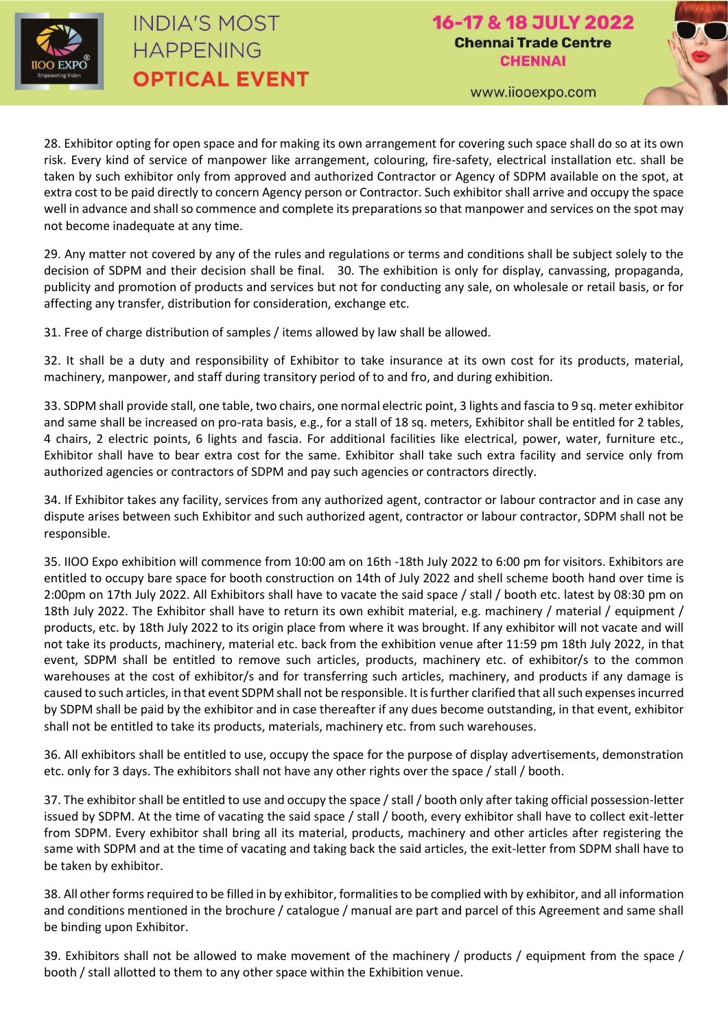28. Exhibitor opting for open space and for making its own arrangement for covering such space shall do so at its own risk. Every kind of service of manpower like arrangement, colouring, fire-safety, electrical installation etc. shall be taken by such exhibitor only from approved and authorized Contractor or Agency of SDPM available on the spot, at extra cost to be paid directly to concern Agency person or Contractor. Such exhibitor shall arrive and occupy the space well in advance and shall so commence and complete its preparations so that manpower and services on the spot may not become inadequate at any time.

29. Any matter not covered by any of the rules and regulations or terms and conditions shall be subject solely to the decision of SDPM and their decision shall be final. 30. The exhibition is only for display, canvassing, propaganda, publicity and promotion of products and services but not for conducting any sale, on wholesale or retail basis, or for affecting any transfer, distribution for consideration, exchange etc.

31. Free of charge distribution of samples / items allowed by law shall be allowed.

32. It shall be a duty and responsibility of Exhibitor to take insurance at its own cost for its products, material, machinery, manpower, and staff during transitory period of to and fro, and during exhibition.

33. SDPM shall provide stall, one table, two chairs, one normal electric point, 3 lights and fascia to 9 sq. meter exhibitor and same shall be increased on pro-rata basis, e.g., for a stall of 18 sq. meters, Exhibitor shall be entitled for 2 tables, 4 chairs, 2 electric points, 6 lights and fascia. For additional facilities like electrical, power, water, furniture etc., Exhibitor shall have to bear extra cost for the same. Exhibitor shall take such extra facility and service only from authorized agencies or contractors of SDPM and pay such agencies or contractors directly.

34. If Exhibitor takes any facility, services from any authorized agent, contractor or labour contractor and in case any dispute arises between such Exhibitor and such authorized agent, contractor or labour contractor, SDPM shall not be responsible.

35. IIOO Expo exhibition will commence from 10:00 am on 16th -18th July 2022 to 6:00 pm for visitors. Exhibitors are entitled to occupy bare space for booth construction on 14th of July 2022 and shell scheme booth hand over time is 2:00pm on 17th July 2022. All Exhibitors shall have to vacate the said space / stall / booth etc. latest by 08:30 pm on 18th July 2022. The Exhibitor shall have to return its own exhibit material, e.g. machinery / material / equipment / products, etc. by 18th July 2022 to its origin place from where it was brought. If any exhibitor will not vacate and will not take its products, machinery, material etc. back from the exhibition venue after 11:59 pm 18th July 2022, in that event, SDPM shall be entitled to remove such articles, products, machinery etc. of exhibitor/s to the common warehouses at the cost of exhibitor/s and for transferring such articles, machinery, and products if any damage is caused to such articles, in that event SDPM shall not be responsible. It is further clarified that all such expenses incurred by SDPM shall be paid by the exhibitor and in case thereafter if any dues become outstanding, in that event, exhibitor shall not be entitled to take its products, materials, machinery etc. from such warehouses.

36. All exhibitors shall be entitled to use, occupy the space for the purpose of display advertisements, demonstration etc. only for 3 days. The exhibitors shall not have any other rights over the space / stall / booth.

37. The exhibitor shall be entitled to use and occupy the space / stall / booth only after taking official possession-letter issued by SDPM. At the time of vacating the said space / stall / booth, every exhibitor shall have to collect exit-letter from SDPM. Every exhibitor shall bring all its material, products, machinery and other articles after registering the same with SDPM and at the time of vacating and taking back the said articles, the exit-letter from SDPM shall have to be taken by exhibitor.

38. All other forms required to be filled in by exhibitor, formalities to be complied with by exhibitor, and all information and conditions mentioned in the brochure / catalogue / manual are part and parcel of this Agreement and same shall be binding upon Exhibitor.

39. Exhibitors shall not be allowed to make movement of the machinery / products / equipment from the space / booth / stall allotted to them to any other space within the Exhibition venue.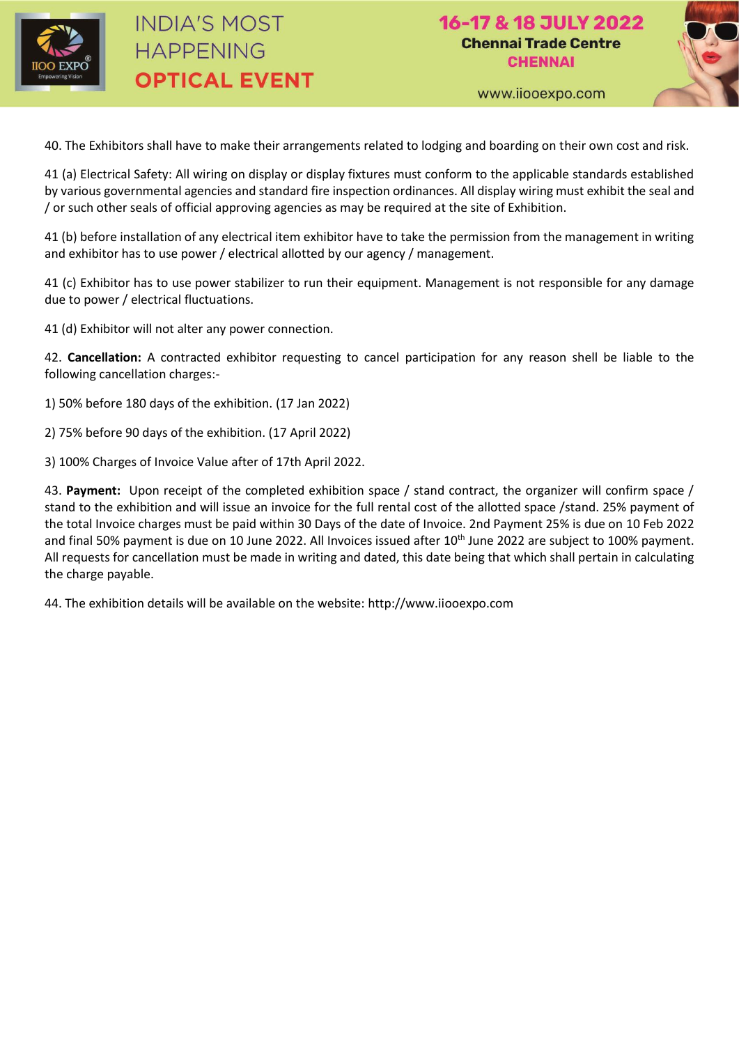40. The Exhibitors shall have to make their arrangements related to lodging and boarding on their own cost and risk.

41 (a) Electrical Safety: All wiring on display or display fixtures must conform to the applicable standards established by various governmental agencies and standard fire inspection ordinances. All display wiring must exhibit the seal and / or such other seals of official approving agencies as may be required at the site of Exhibition.

41 (b) before installation of any electrical item exhibitor have to take the permission from the management in writing and exhibitor has to use power / electrical allotted by our agency / management.

41 (c) Exhibitor has to use power stabilizer to run their equipment. Management is not responsible for any damage due to power / electrical fluctuations.

41 (d) Exhibitor will not alter any power connection.

42. **Cancellation:** A contracted exhibitor requesting to cancel participation for any reason shell be liable to the following cancellation charges:-

1) 50% before 180 days of the exhibition. (17 Jan 2022)

2) 75% before 90 days of the exhibition. (17 April 2022)

3) 100% Charges of Invoice Value after of 17th April 2022.

43. **Payment:** Upon receipt of the completed exhibition space / stand contract, the organizer will confirm space / stand to the exhibition and will issue an invoice for the full rental cost of the allotted space /stand. 25% payment of the total Invoice charges must be paid within 30 Days of the date of Invoice. 2nd Payment 25% is due on 10 Feb 2022 and final 50% payment is due on 10 June 2022. All Invoices issued after 10th June 2022 are subject to 100% payment. All requests for cancellation must be made in writing and dated, this date being that which shall pertain in calculating the charge payable.

44. The exhibition details will be available on the website: http://www.iiooexpo.com